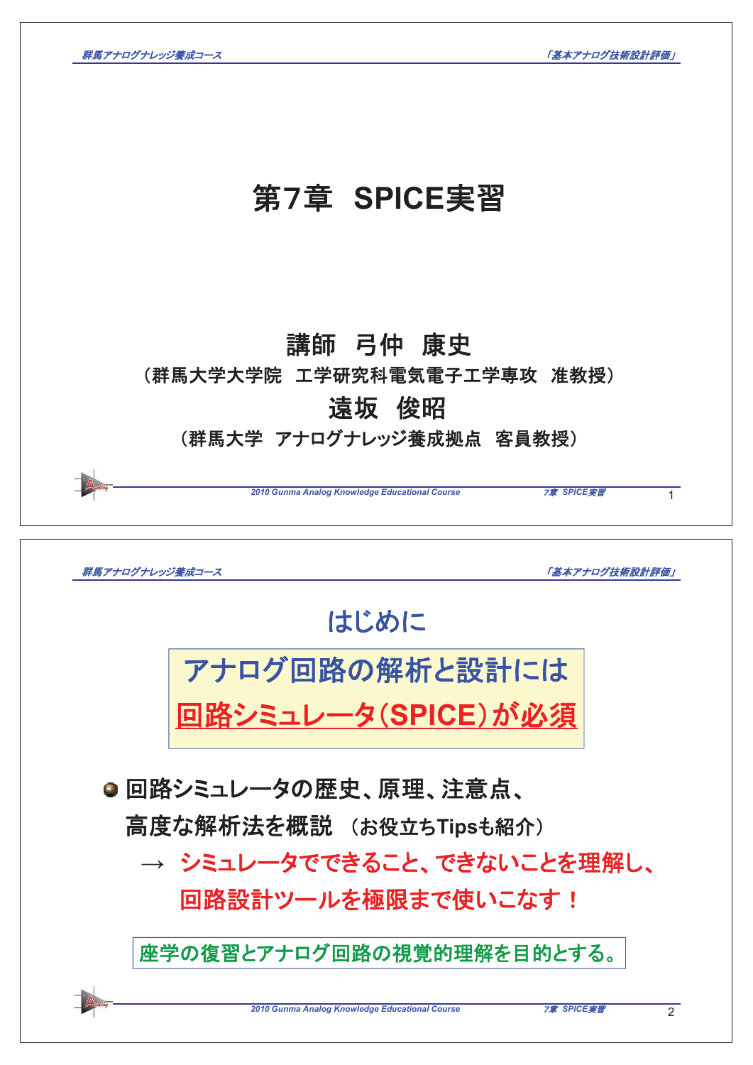# 第7章　SPICE実習

講師　弓仲　康史

（群馬大学大学院　工学研究科電気電子工学専攻　准教授）

遠坂　俊昭

（群馬大学　アナログナレッジ養成拠点　客員教授）

---

## はじめに

**アナログ回路の解析と設計には**

**回路シミュレータ（SPICE）が必須**

- 回路シミュレータの歴史、原理、注意点、高度な解析法を概説　（お役立ちTipsも紹介）

  → シミュレータでできること、できないことを理解し、回路設計ツールを極限まで使いこなす！

座学の復習とアナログ回路の視覚的理解を目的とする。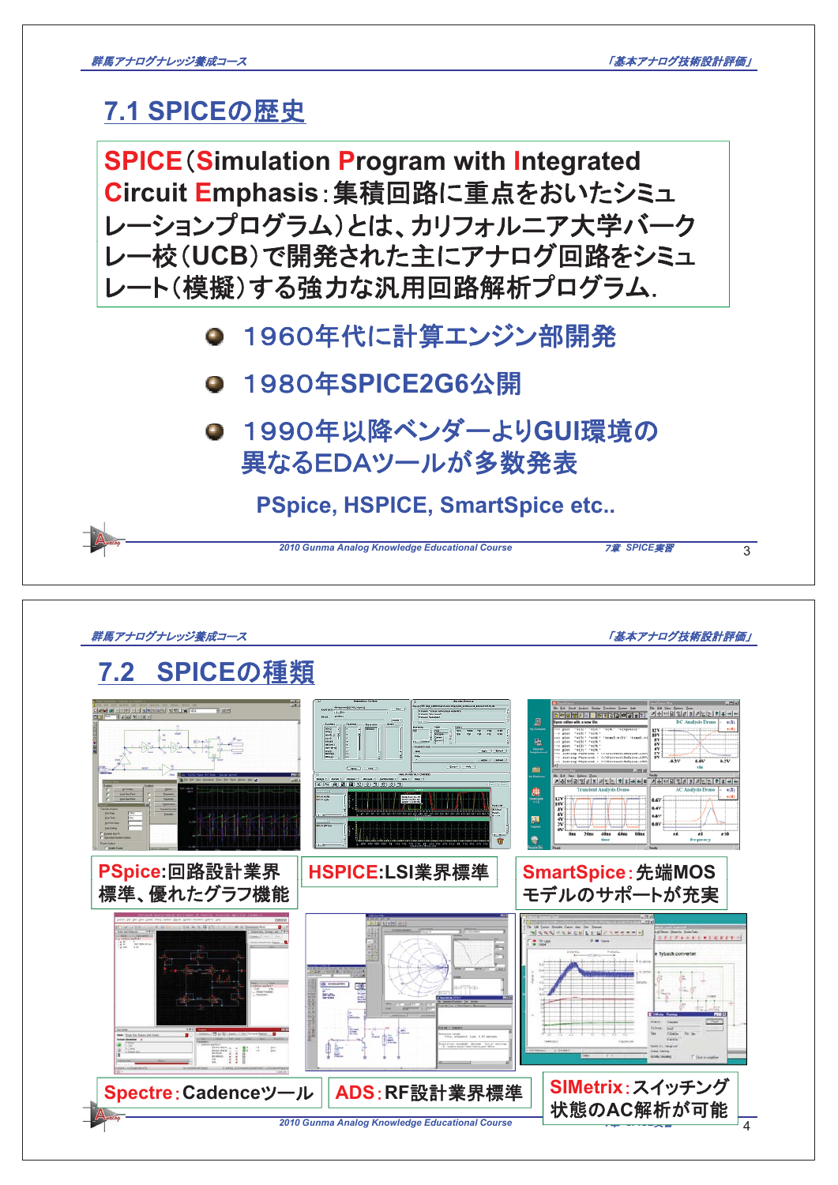## 7.1 SPICEの歴史

**S**PICE（**S**imulation **P**rogram with **I**ntegrated **C**ircuit **E**mphasis：集積回路に重点をおいたシミュレーションプログラム）とは、カリフォルニア大学バークレー校（UCB）で開発された主にアナログ回路をシミュレート（模擬）する強力な汎用回路解析プログラム.

- 1960年代に計算エンジン部開発
- 1980年SPICE2G6公開
- 1990年以降ベンダーよりGUI環境の異なるEDAツールが多数発表

PSpice, HSPICE, SmartSpice etc..

## 7.2 SPICEの種類

**PSpice**:回路設計業界標準、優れたグラフ機能

**HSPICE**:LSI業界標準

**SmartSpice**：先端MOSモデルのサポートが充実

**Spectre**：Cadenceツール

**ADS**：RF設計業界標準

**SIMetrix**：スイッチング状態のAC解析が可能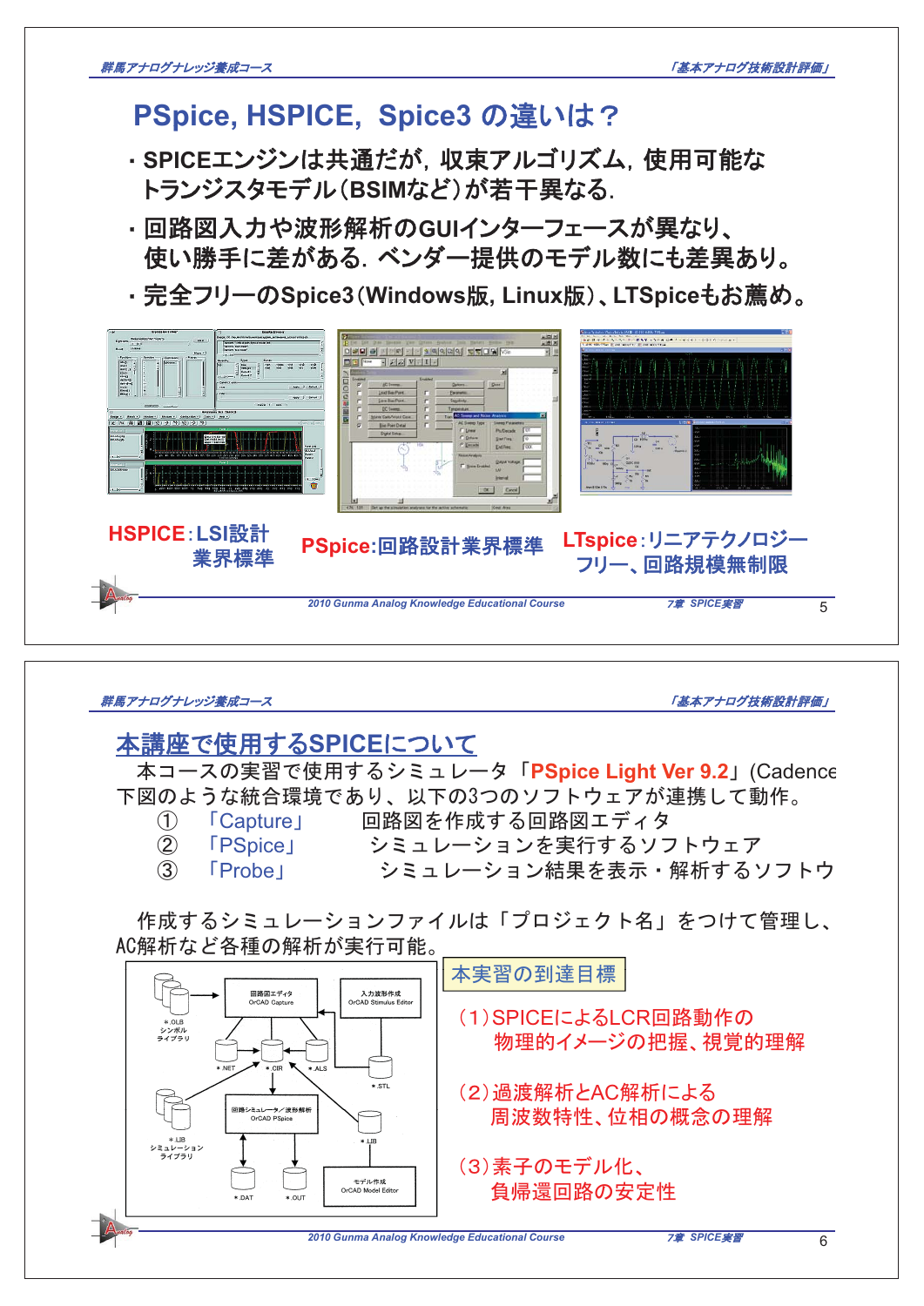## PSpice, HSPICE, Spice3 の違いは？

- SPICEエンジンは共通だが，収束アルゴリズム，使用可能なトランジスタモデル（BSIMなど）が若干異なる.
- 回路図入力や波形解析のGUIインターフェースが異なり、使い勝手に差がある．ベンダー提供のモデル数にも差異あり。
- 完全フリーのSpice3（Windows版, Linux版）、LTSpiceもお薦め。

HSPICE：LSI設計業界標準

PSpice:回路設計業界標準

LTspice：リニアテクノロジーフリー、回路規模無制限

## 本講座で使用するSPICEについて

本コースの実習で使用するシミュレータ「PSpice Light Ver 9.2」(Cadence
下図のような統合環境であり、以下の3つのソフトウェアが連携して動作。

① 「Capture」 回路図を作成する回路図エディタ
② 「PSpice」 シミュレーションを実行するソフトウェア
③ 「Probe」 シミュレーション結果を表示・解析するソフトウ

作成するシミュレーションファイルは「プロジェクト名」をつけて管理し、AC解析など各種の解析が実行可能。

回路図エディタ OrCAD Capture
入力波形作成 OrCAD Stimulus Editor
＊.OLB シンボル ライブラリ
＊.NET ＊.CIR ＊.ALS ＊.STL
回路シミュレータ／波形解析 OrCAD PSpice
＊.LIB シミュレーション ライブラリ
＊.LIB
＊.DAT ＊.OUT
モデル作成 OrCAD Model Editor

### 本実習の到達目標

（1）SPICEによるLCR回路動作の物理的イメージの把握、視覚的理解

（2）過渡解析とAC解析による周波数特性、位相の概念の理解

（3）素子のモデル化、負帰還回路の安定性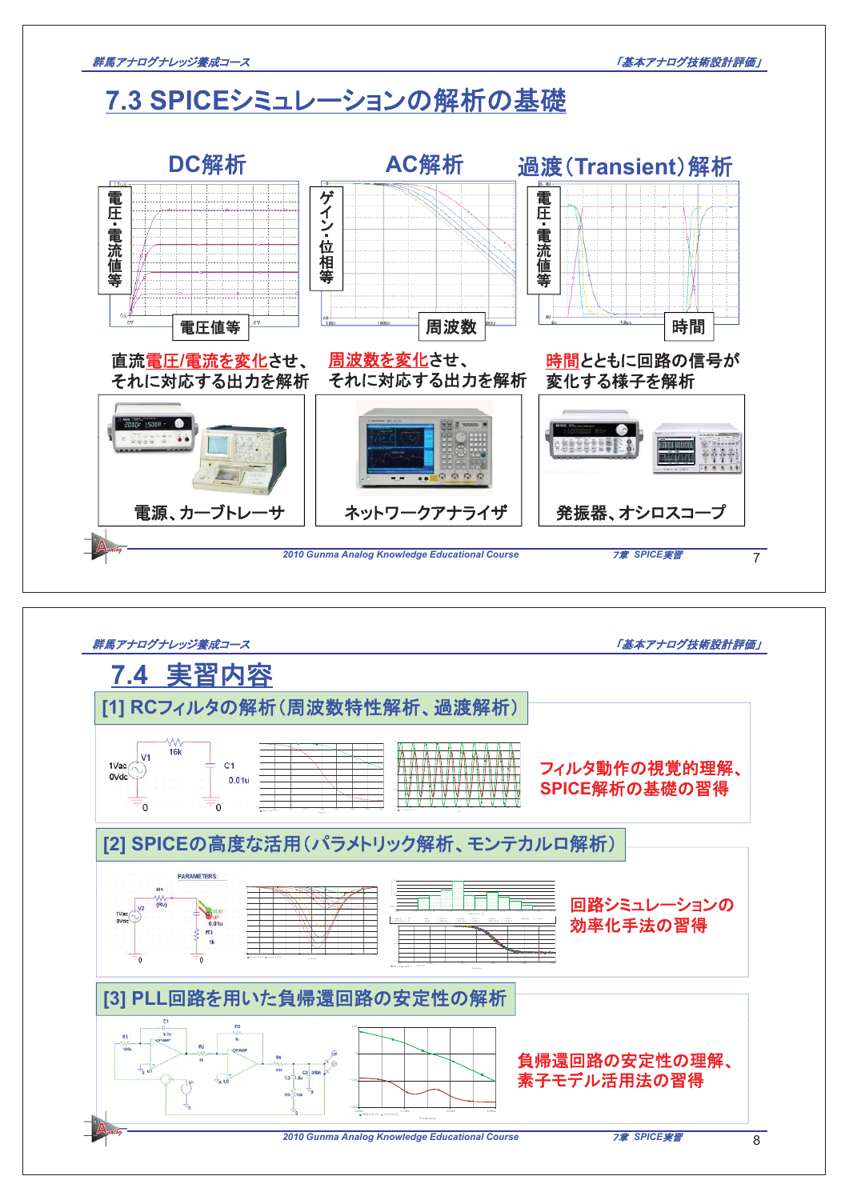# 7.3 SPICEシミュレーションの解析の基礎

## DC解析

電圧・電流値等

電圧値等

直流電圧/電流を変化させ、それに対応する出力を解析

電源、カーブトレーサ

## AC解析

ゲイン・位相等

周波数

周波数を変化させ、それに対応する出力を解析

ネットワークアナライザ

## 過渡(Transient)解析

電圧・電流値等

時間

時間とともに回路の信号が変化する様子を解析

発振器、オシロスコープ

# 7.4 実習内容

## [1] RCフィルタの解析(周波数特性解析、過渡解析)

1Vac
0Vdc
V1
16k
C1
0.01u
0
0

フィルタ動作の視覚的理解、SPICE解析の基礎の習得

## [2] SPICEの高度な活用(パラメトリック解析、モンテカルロ解析)

PARAMETERS:
R1
{Rx}
1Vac
0Vdc
V2
C2
0.01u
R3
1k
0

回路シミュレーションの効率化手法の習得

## [3] PLL回路を用いた負帰還回路の安定性の解析

負帰還回路の安定性の理解、素子モデル活用法の習得